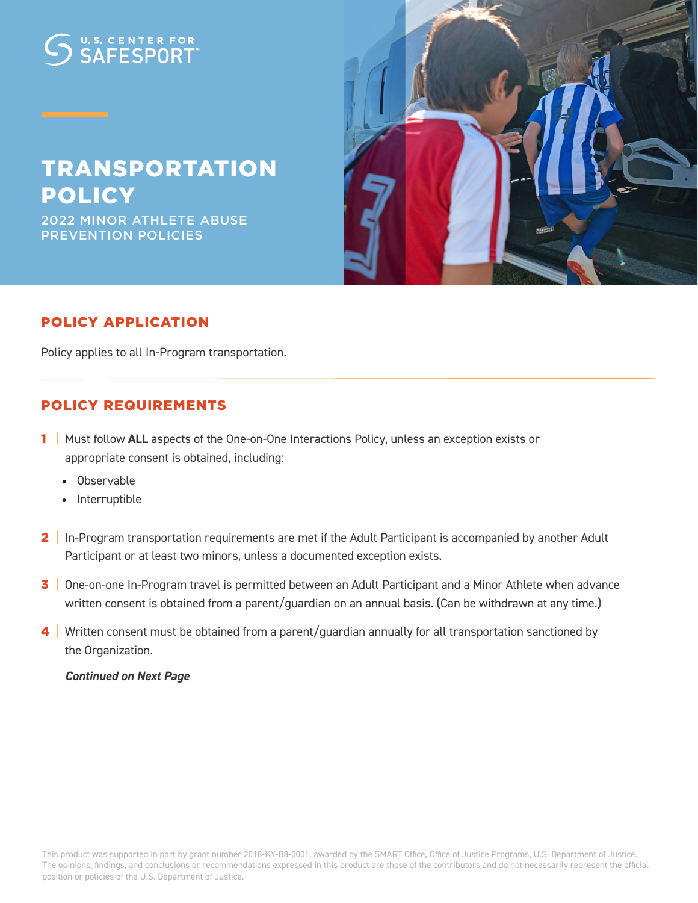U.S. CENTER FOR SAFESPORT™

# TRANSPORTATION POLICY

2022 MINOR ATHLETE ABUSE PREVENTION POLICIES

## POLICY APPLICATION

Policy applies to all In-Program transportation.

## POLICY REQUIREMENTS

1 | Must follow **ALL** aspects of the One-on-One Interactions Policy, unless an exception exists or appropriate consent is obtained, including:

- Observable
- Interruptible

2 | In-Program transportation requirements are met if the Adult Participant is accompanied by another Adult Participant or at least two minors, unless a documented exception exists.

3 | One-on-one In-Program travel is permitted between an Adult Participant and a Minor Athlete when advance written consent is obtained from a parent/guardian on an annual basis. (Can be withdrawn at any time.)

4 | Written consent must be obtained from a parent/guardian annually for all transportation sanctioned by the Organization.

***Continued on Next Page***

This product was supported in part by grant number 2018-KY-B8-0001, awarded by the SMART Office, Office of Justice Programs, U.S. Department of Justice. The opinions, findings, and conclusions or recommendations expressed in this product are those of the contributors and do not necessarily represent the official position or policies of the U.S. Department of Justice.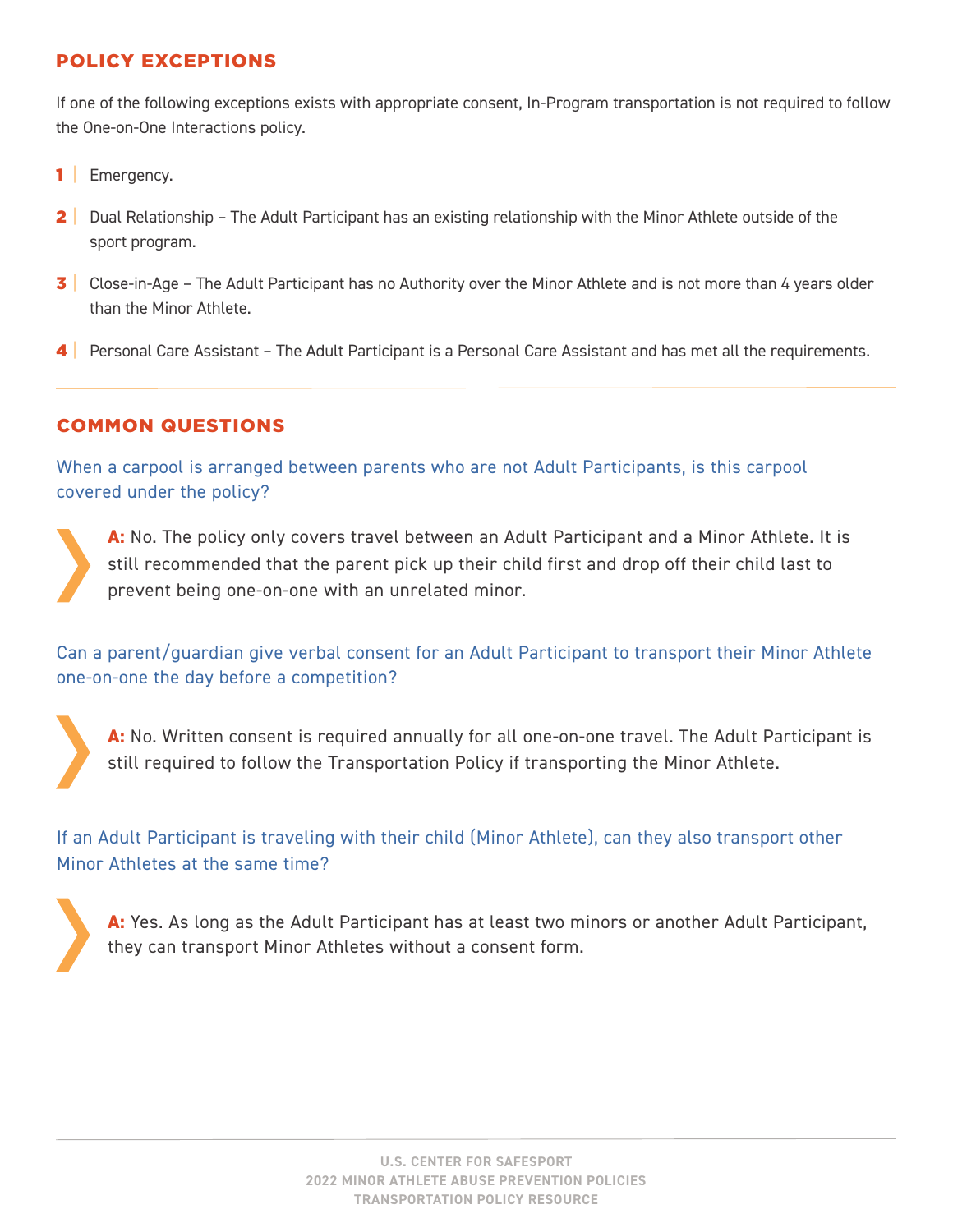## POLICY EXCEPTIONS

If one of the following exceptions exists with appropriate consent, In-Program transportation is not required to follow the One-on-One Interactions policy.

1. Emergency.
2. Dual Relationship – The Adult Participant has an existing relationship with the Minor Athlete outside of the sport program.
3. Close-in-Age – The Adult Participant has no Authority over the Minor Athlete and is not more than 4 years older than the Minor Athlete.
4. Personal Care Assistant – The Adult Participant is a Personal Care Assistant and has met all the requirements.

## COMMON QUESTIONS

When a carpool is arranged between parents who are not Adult Participants, is this carpool covered under the policy?

**A:** No. The policy only covers travel between an Adult Participant and a Minor Athlete. It is still recommended that the parent pick up their child first and drop off their child last to prevent being one-on-one with an unrelated minor.

Can a parent/guardian give verbal consent for an Adult Participant to transport their Minor Athlete one-on-one the day before a competition?

**A:** No. Written consent is required annually for all one-on-one travel. The Adult Participant is still required to follow the Transportation Policy if transporting the Minor Athlete.

If an Adult Participant is traveling with their child (Minor Athlete), can they also transport other Minor Athletes at the same time?

**A:** Yes. As long as the Adult Participant has at least two minors or another Adult Participant, they can transport Minor Athletes without a consent form.